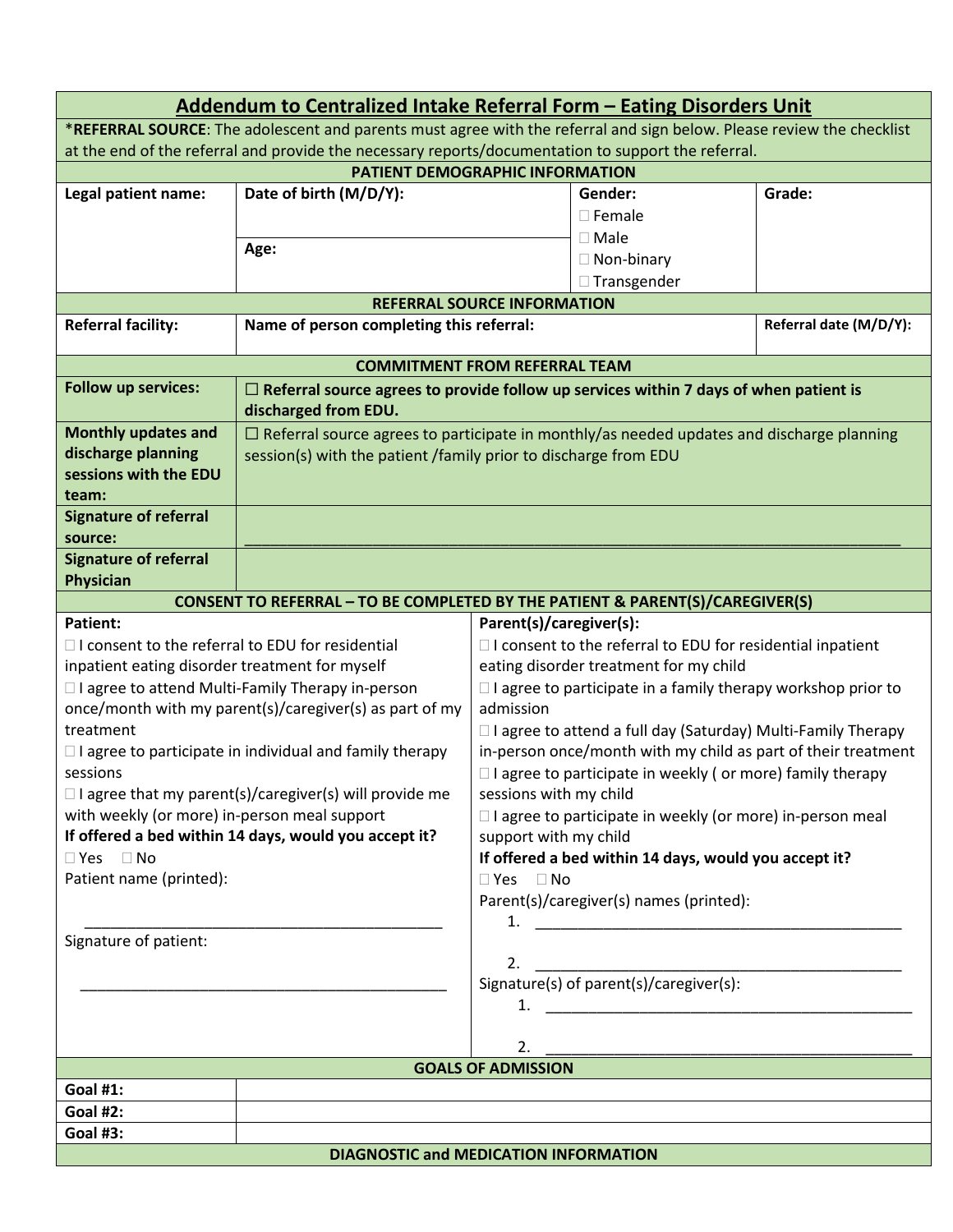# Addendum to Centralized Intake Referral Form – Eating Disorders Unit

***REFERRAL SOURCE**: The adolescent and parents must agree with the referral and sign below. Please review the checklist at the end of the referral and provide the necessary reports/documentation to support the referral.

## PATIENT DEMOGRAPHIC INFORMATION

| Legal patient name: | Date of birth (M/D/Y): | Gender: | Grade: |
|---|---|---|---|
| | Age: | ☐ Female<br>☐ Male<br>☐ Non-binary<br>☐ Transgender | |

## REFERRAL SOURCE INFORMATION

| Referral facility: | Name of person completing this referral: | Referral date (M/D/Y): |
|---|---|---|
| | | |

## COMMITMENT FROM REFERRAL TEAM

| | |
|---|---|
| **Follow up services:** | ☐ **Referral source agrees to provide follow up services within 7 days of when patient is discharged from EDU.** |
| **Monthly updates and discharge planning sessions with the EDU team:** | ☐ Referral source agrees to participate in monthly/as needed updates and discharge planning session(s) with the patient /family prior to discharge from EDU |
| **Signature of referral source:** | ___________________________________________ |
| **Signature of referral Physician** | |

## CONSENT TO REFERRAL – TO BE COMPLETED BY THE PATIENT & PARENT(S)/CAREGIVER(S)

**Patient:**

☐ I consent to the referral to EDU for residential inpatient eating disorder treatment for myself

☐ I agree to attend Multi-Family Therapy in-person once/month with my parent(s)/caregiver(s) as part of my treatment

☐ I agree to participate in individual and family therapy sessions

☐ I agree that my parent(s)/caregiver(s) will provide me with weekly (or more) in-person meal support

**If offered a bed within 14 days, would you accept it?**

☐ Yes ☐ No

Patient name (printed):

___________________________________________

Signature of patient:

___________________________________________

**Parent(s)/caregiver(s):**

☐ I consent to the referral to EDU for residential inpatient eating disorder treatment for my child

☐ I agree to participate in a family therapy workshop prior to admission

☐ I agree to attend a full day (Saturday) Multi-Family Therapy in-person once/month with my child as part of their treatment

☐ I agree to participate in weekly ( or more) family therapy sessions with my child

☐ I agree to participate in weekly (or more) in-person meal support with my child

**If offered a bed within 14 days, would you accept it?**

☐ Yes ☐ No

Parent(s)/caregiver(s) names (printed):

1. ___________________________________________
2. ___________________________________________

Signature(s) of parent(s)/caregiver(s):

1. ___________________________________________
2. ___________________________________________

## GOALS OF ADMISSION

| | |
|---|---|
| **Goal #1:** | |
| **Goal #2:** | |
| **Goal #3:** | |

## DIAGNOSTIC and MEDICATION INFORMATION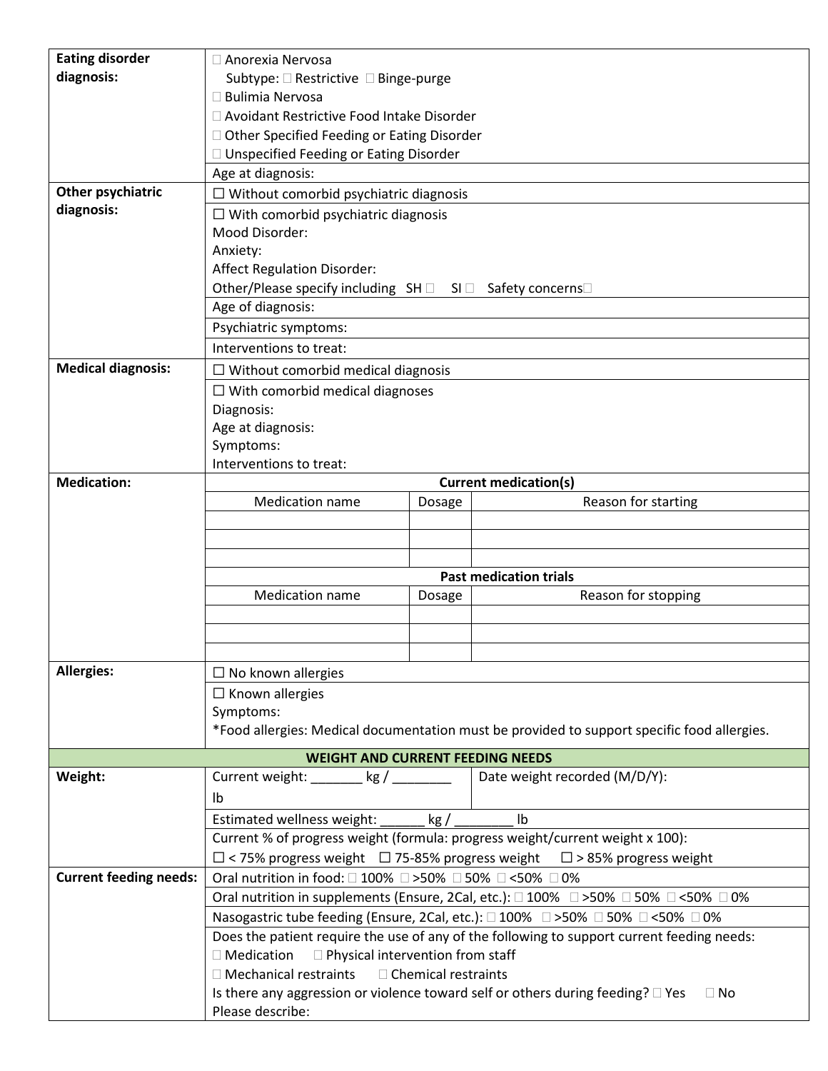| | |
|---|---|
| **Eating disorder diagnosis:** | ☐ Anorexia Nervosa<br>Subtype: ☐ Restrictive ☐ Binge-purge<br>☐ Bulimia Nervosa<br>☐ Avoidant Restrictive Food Intake Disorder<br>☐ Other Specified Feeding or Eating Disorder<br>☐ Unspecified Feeding or Eating Disorder |
| | Age at diagnosis: |
| **Other psychiatric diagnosis:** | ☐ Without comorbid psychiatric diagnosis |
| | ☐ With comorbid psychiatric diagnosis<br>Mood Disorder:<br>Anxiety:<br>Affect Regulation Disorder:<br>Other/Please specify including SH ☐ SI ☐ Safety concerns☐ |
| | Age of diagnosis: |
| | Psychiatric symptoms: |
| | Interventions to treat: |
| **Medical diagnosis:** | ☐ Without comorbid medical diagnosis |
| | ☐ With comorbid medical diagnoses<br>Diagnosis:<br>Age at diagnosis:<br>Symptoms:<br>Interventions to treat: |

**Medication:**

| Current medication(s) | | |
|---|---|---|
| Medication name | Dosage | Reason for starting |
| | | |
| | | |
| | | |

| Past medication trials | | |
|---|---|---|
| Medication name | Dosage | Reason for stopping |
| | | |
| | | |
| | | |

| | |
|---|---|
| **Allergies:** | ☐ No known allergies |
| | ☐ Known allergies<br>Symptoms:<br>*Food allergies: Medical documentation must be provided to support specific food allergies. |

**WEIGHT AND CURRENT FEEDING NEEDS**

| | | |
|---|---|---|
| **Weight:** | Current weight: _______ kg / ________ lb | Date weight recorded (M/D/Y): |
| | Estimated wellness weight: ______ kg / ________ lb | |
| | Current % of progress weight (formula: progress weight/current weight x 100):<br>☐ < 75% progress weight ☐ 75-85% progress weight ☐ > 85% progress weight | |
| **Current feeding needs:** | Oral nutrition in food: ☐ 100% ☐ >50% ☐ 50% ☐ <50% ☐ 0% | |
| | Oral nutrition in supplements (Ensure, 2Cal, etc.): ☐ 100% ☐ >50% ☐ 50% ☐ <50% ☐ 0% | |
| | Nasogastric tube feeding (Ensure, 2Cal, etc.): ☐ 100% ☐ >50% ☐ 50% ☐ <50% ☐ 0% | |
| | Does the patient require the use of any of the following to support current feeding needs:<br>☐ Medication ☐ Physical intervention from staff<br>☐ Mechanical restraints ☐ Chemical restraints<br>Is there any aggression or violence toward self or others during feeding? ☐ Yes ☐ No<br>Please describe: | |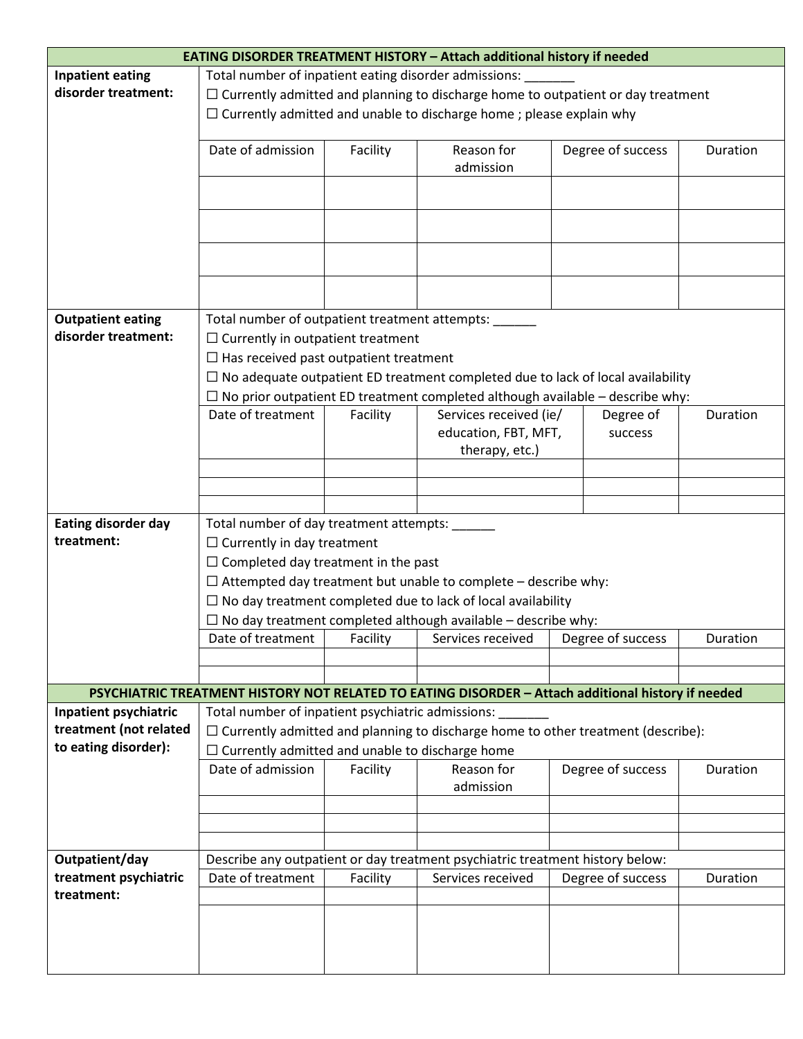## EATING DISORDER TREATMENT HISTORY – Attach additional history if needed

**Inpatient eating disorder treatment:**

Total number of inpatient eating disorder admissions: _______

☐ Currently admitted and planning to discharge home to outpatient or day treatment

☐ Currently admitted and unable to discharge home ; please explain why

| Date of admission | Facility | Reason for admission | Degree of success | Duration |
|---|---|---|---|---|
| | | | | |
| | | | | |
| | | | | |
| | | | | |

**Outpatient eating disorder treatment:**

Total number of outpatient treatment attempts: ______

☐ Currently in outpatient treatment

☐ Has received past outpatient treatment

☐ No adequate outpatient ED treatment completed due to lack of local availability

☐ No prior outpatient ED treatment completed although available – describe why:

| Date of treatment | Facility | Services received (ie/ education, FBT, MFT, therapy, etc.) | Degree of success | Duration |
|---|---|---|---|---|
| | | | | |
| | | | | |
| | | | | |

**Eating disorder day treatment:**

Total number of day treatment attempts: ______

☐ Currently in day treatment

☐ Completed day treatment in the past

☐ Attempted day treatment but unable to complete – describe why:

☐ No day treatment completed due to lack of local availability

☐ No day treatment completed although available – describe why:

| Date of treatment | Facility | Services received | Degree of success | Duration |
|---|---|---|---|---|
| | | | | |
| | | | | |

## PSYCHIATRIC TREATMENT HISTORY NOT RELATED TO EATING DISORDER – Attach additional history if needed

**Inpatient psychiatric treatment (not related to eating disorder):**

Total number of inpatient psychiatric admissions: _______

☐ Currently admitted and planning to discharge home to other treatment (describe):

☐ Currently admitted and unable to discharge home

| Date of admission | Facility | Reason for admission | Degree of success | Duration |
|---|---|---|---|---|
| | | | | |
| | | | | |
| | | | | |

**Outpatient/day treatment psychiatric treatment:**

Describe any outpatient or day treatment psychiatric treatment history below:

| Date of treatment | Facility | Services received | Degree of success | Duration |
|---|---|---|---|---|
| | | | | |
| | | | | |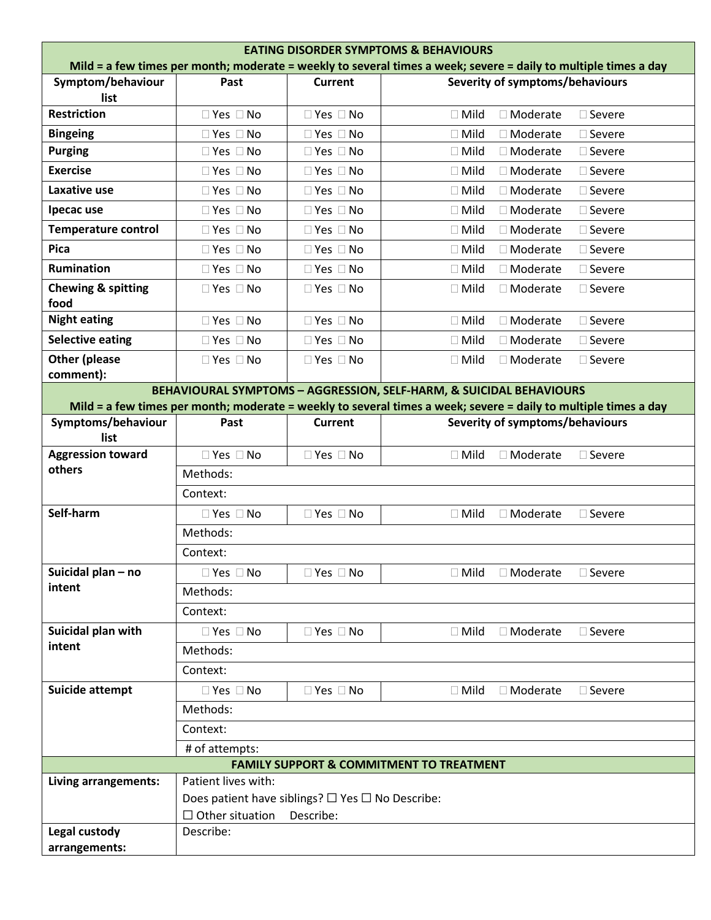| EATING DISORDER SYMPTOMS & BEHAVIOURS<br>Mild = a few times per month; moderate = weekly to several times a week; severe = daily to multiple times a day | | | |
|---|---|---|---|
| **Symptom/behaviour list** | **Past** | **Current** | **Severity of symptoms/behaviours** |
| **Restriction** | ☐ Yes ☐ No | ☐ Yes ☐ No | ☐ Mild ☐ Moderate ☐ Severe |
| **Bingeing** | ☐ Yes ☐ No | ☐ Yes ☐ No | ☐ Mild ☐ Moderate ☐ Severe |
| **Purging** | ☐ Yes ☐ No | ☐ Yes ☐ No | ☐ Mild ☐ Moderate ☐ Severe |
| **Exercise** | ☐ Yes ☐ No | ☐ Yes ☐ No | ☐ Mild ☐ Moderate ☐ Severe |
| **Laxative use** | ☐ Yes ☐ No | ☐ Yes ☐ No | ☐ Mild ☐ Moderate ☐ Severe |
| **Ipecac use** | ☐ Yes ☐ No | ☐ Yes ☐ No | ☐ Mild ☐ Moderate ☐ Severe |
| **Temperature control** | ☐ Yes ☐ No | ☐ Yes ☐ No | ☐ Mild ☐ Moderate ☐ Severe |
| **Pica** | ☐ Yes ☐ No | ☐ Yes ☐ No | ☐ Mild ☐ Moderate ☐ Severe |
| **Rumination** | ☐ Yes ☐ No | ☐ Yes ☐ No | ☐ Mild ☐ Moderate ☐ Severe |
| **Chewing & spitting food** | ☐ Yes ☐ No | ☐ Yes ☐ No | ☐ Mild ☐ Moderate ☐ Severe |
| **Night eating** | ☐ Yes ☐ No | ☐ Yes ☐ No | ☐ Mild ☐ Moderate ☐ Severe |
| **Selective eating** | ☐ Yes ☐ No | ☐ Yes ☐ No | ☐ Mild ☐ Moderate ☐ Severe |
| **Other (please comment):** | ☐ Yes ☐ No | ☐ Yes ☐ No | ☐ Mild ☐ Moderate ☐ Severe |

| BEHAVIOURAL SYMPTOMS – AGGRESSION, SELF-HARM, & SUICIDAL BEHAVIOURS<br>Mild = a few times per month; moderate = weekly to several times a week; severe = daily to multiple times a day | | | |
|---|---|---|---|
| **Symptoms/behaviour list** | **Past** | **Current** | **Severity of symptoms/behaviours** |
| **Aggression toward others** | ☐ Yes ☐ No | ☐ Yes ☐ No | ☐ Mild ☐ Moderate ☐ Severe |
| | Methods: | | |
| | Context: | | |
| **Self-harm** | ☐ Yes ☐ No | ☐ Yes ☐ No | ☐ Mild ☐ Moderate ☐ Severe |
| | Methods: | | |
| | Context: | | |
| **Suicidal plan – no intent** | ☐ Yes ☐ No | ☐ Yes ☐ No | ☐ Mild ☐ Moderate ☐ Severe |
| | Methods: | | |
| | Context: | | |
| **Suicidal plan with intent** | ☐ Yes ☐ No | ☐ Yes ☐ No | ☐ Mild ☐ Moderate ☐ Severe |
| | Methods: | | |
| | Context: | | |
| **Suicide attempt** | ☐ Yes ☐ No | ☐ Yes ☐ No | ☐ Mild ☐ Moderate ☐ Severe |
| | Methods: | | |
| | Context: | | |
| | # of attempts: | | |

| FAMILY SUPPORT & COMMITMENT TO TREATMENT | |
|---|---|
| **Living arrangements:** | Patient lives with:<br>Does patient have siblings? ☐ Yes ☐ No Describe:<br>☐ Other situation Describe: |
| **Legal custody arrangements:** | Describe: |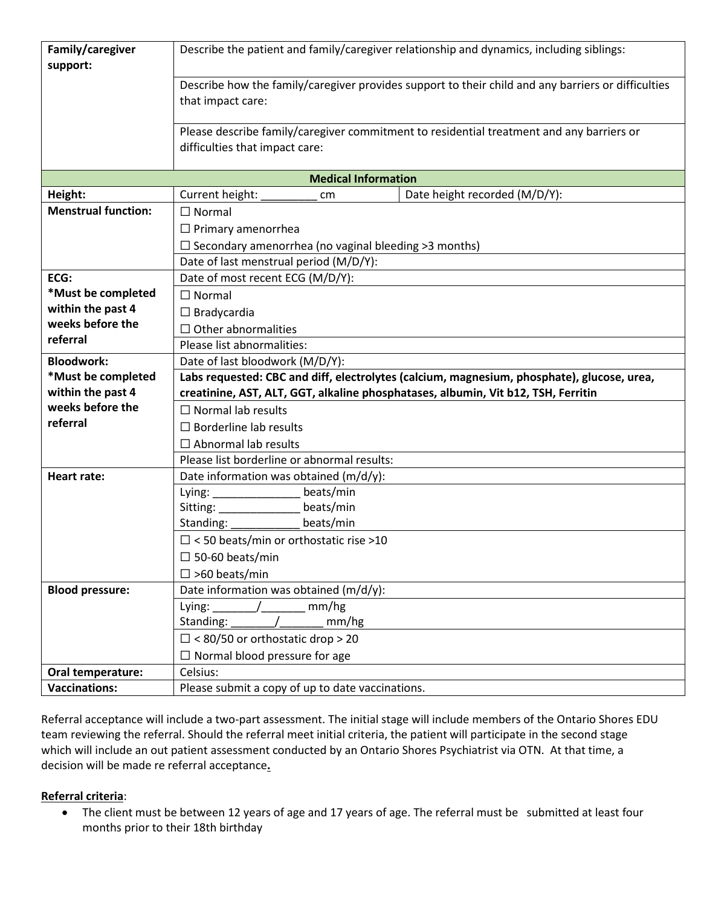| | |
|---|---|
| **Family/caregiver support:** | Describe the patient and family/caregiver relationship and dynamics, including siblings: |
| | Describe how the family/caregiver provides support to their child and any barriers or difficulties that impact care: |
| | Please describe family/caregiver commitment to residential treatment and any barriers or difficulties that impact care: |

| **Medical Information** | | |
|---|---|---|
| **Height:** | Current height: _________ cm | Date height recorded (M/D/Y): |
| **Menstrual function:** | ☐ Normal<br>☐ Primary amenorrhea<br>☐ Secondary amenorrhea (no vaginal bleeding >3 months) | |
| | Date of last menstrual period (M/D/Y): | |
| **ECG:**<br>**\*Must be completed within the past 4 weeks before the referral** | Date of most recent ECG (M/D/Y): | |
| | ☐ Normal<br>☐ Bradycardia<br>☐ Other abnormalities | |
| | Please list abnormalities: | |
| **Bloodwork:**<br>**\*Must be completed within the past 4 weeks before the referral** | Date of last bloodwork (M/D/Y): | |
| | **Labs requested: CBC and diff, electrolytes (calcium, magnesium, phosphate), glucose, urea, creatinine, AST, ALT, GGT, alkaline phosphatases, albumin, Vit b12, TSH, Ferritin** | |
| | ☐ Normal lab results<br>☐ Borderline lab results<br>☐ Abnormal lab results | |
| | Please list borderline or abnormal results: | |
| **Heart rate:** | Date information was obtained (m/d/y): | |
| | Lying: ______________ beats/min<br>Sitting: _____________ beats/min<br>Standing: ___________ beats/min | |
| | ☐ < 50 beats/min or orthostatic rise >10<br>☐ 50-60 beats/min<br>☐ >60 beats/min | |
| **Blood pressure:** | Date information was obtained (m/d/y): | |
| | Lying: _______/_______ mm/hg<br>Standing: _______/_______ mm/hg | |
| | ☐ < 80/50 or orthostatic drop > 20<br>☐ Normal blood pressure for age | |
| **Oral temperature:** | Celsius: | |
| **Vaccinations:** | Please submit a copy of up to date vaccinations. | |

Referral acceptance will include a two-part assessment. The initial stage will include members of the Ontario Shores EDU team reviewing the referral. Should the referral meet initial criteria, the patient will participate in the second stage which will include an out patient assessment conducted by an Ontario Shores Psychiatrist via OTN. At that time, a decision will be made re referral acceptance**.**

**Referral criteria**:

- The client must be between 12 years of age and 17 years of age. The referral must be submitted at least four months prior to their 18th birthday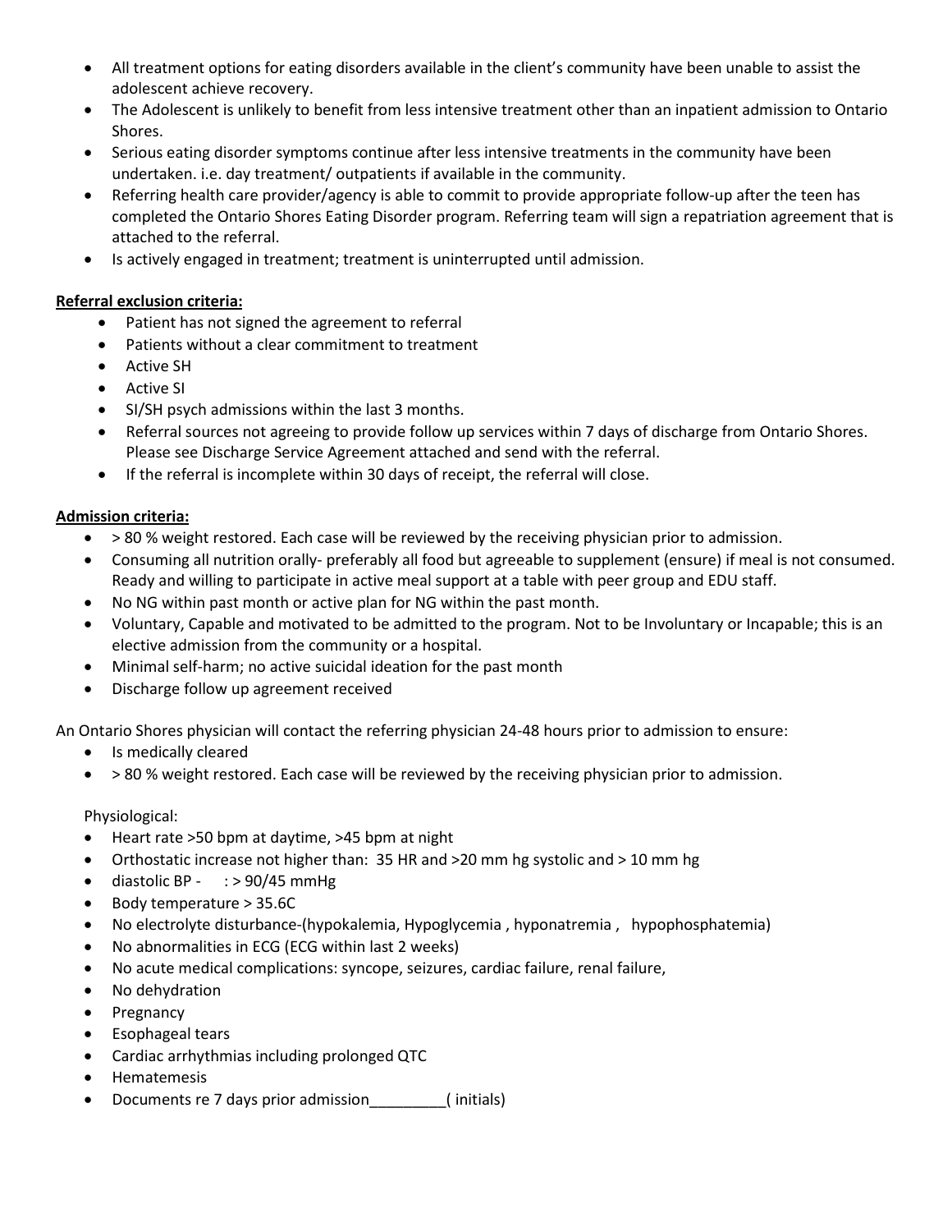- All treatment options for eating disorders available in the client's community have been unable to assist the adolescent achieve recovery.
- The Adolescent is unlikely to benefit from less intensive treatment other than an inpatient admission to Ontario Shores.
- Serious eating disorder symptoms continue after less intensive treatments in the community have been undertaken. i.e. day treatment/ outpatients if available in the community.
- Referring health care provider/agency is able to commit to provide appropriate follow-up after the teen has completed the Ontario Shores Eating Disorder program. Referring team will sign a repatriation agreement that is attached to the referral.
- Is actively engaged in treatment; treatment is uninterrupted until admission.

**Referral exclusion criteria:**

- Patient has not signed the agreement to referral
- Patients without a clear commitment to treatment
- Active SH
- Active SI
- SI/SH psych admissions within the last 3 months.
- Referral sources not agreeing to provide follow up services within 7 days of discharge from Ontario Shores. Please see Discharge Service Agreement attached and send with the referral.
- If the referral is incomplete within 30 days of receipt, the referral will close.

**Admission criteria:**

- > 80 % weight restored. Each case will be reviewed by the receiving physician prior to admission.
- Consuming all nutrition orally- preferably all food but agreeable to supplement (ensure) if meal is not consumed. Ready and willing to participate in active meal support at a table with peer group and EDU staff.
- No NG within past month or active plan for NG within the past month.
- Voluntary, Capable and motivated to be admitted to the program. Not to be Involuntary or Incapable; this is an elective admission from the community or a hospital.
- Minimal self-harm; no active suicidal ideation for the past month
- Discharge follow up agreement received

An Ontario Shores physician will contact the referring physician 24-48 hours prior to admission to ensure:

- Is medically cleared
- > 80 % weight restored. Each case will be reviewed by the receiving physician prior to admission.

Physiological:

- Heart rate >50 bpm at daytime, >45 bpm at night
- Orthostatic increase not higher than: 35 HR and >20 mm hg systolic and > 10 mm hg
- diastolic BP - : > 90/45 mmHg
- Body temperature > 35.6C
- No electrolyte disturbance-(hypokalemia, Hypoglycemia , hyponatremia , hypophosphatemia)
- No abnormalities in ECG (ECG within last 2 weeks)
- No acute medical complications: syncope, seizures, cardiac failure, renal failure,
- No dehydration
- Pregnancy
- Esophageal tears
- Cardiac arrhythmias including prolonged QTC
- Hematemesis
- Documents re 7 days prior admission_________( initials)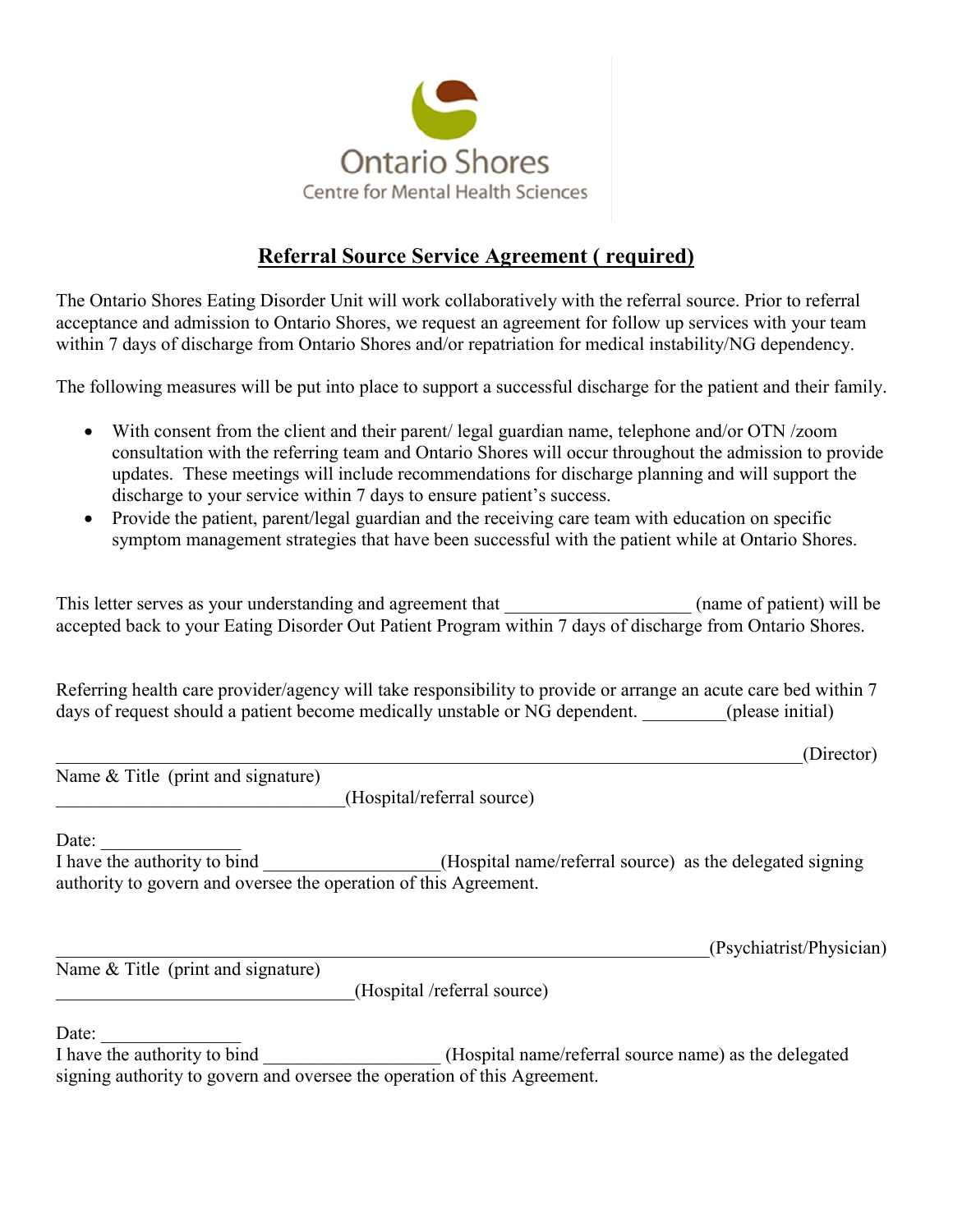Ontario Shores
Centre for Mental Health Sciences

# Referral Source Service Agreement ( required)

The Ontario Shores Eating Disorder Unit will work collaboratively with the referral source. Prior to referral acceptance and admission to Ontario Shores, we request an agreement for follow up services with your team within 7 days of discharge from Ontario Shores and/or repatriation for medical instability/NG dependency.

The following measures will be put into place to support a successful discharge for the patient and their family.

- With consent from the client and their parent/ legal guardian name, telephone and/or OTN /zoom consultation with the referring team and Ontario Shores will occur throughout the admission to provide updates. These meetings will include recommendations for discharge planning and will support the discharge to your service within 7 days to ensure patient's success.
- Provide the patient, parent/legal guardian and the receiving care team with education on specific symptom management strategies that have been successful with the patient while at Ontario Shores.

This letter serves as your understanding and agreement that ___________________ (name of patient) will be accepted back to your Eating Disorder Out Patient Program within 7 days of discharge from Ontario Shores.

Referring health care provider/agency will take responsibility to provide or arrange an acute care bed within 7 days of request should a patient become medically unstable or NG dependent. _________(please initial)

_______________________________________________________________________(Director)
Name & Title (print and signature)
______________________________(Hospital/referral source)

Date: _______________
I have the authority to bind __________________(Hospital name/referral source) as the delegated signing authority to govern and oversee the operation of this Agreement.

_____________________________________________________________(Psychiatrist/Physician)
Name & Title (print and signature)
_______________________________(Hospital /referral source)

Date: _______________
I have the authority to bind __________________ (Hospital name/referral source name) as the delegated signing authority to govern and oversee the operation of this Agreement.